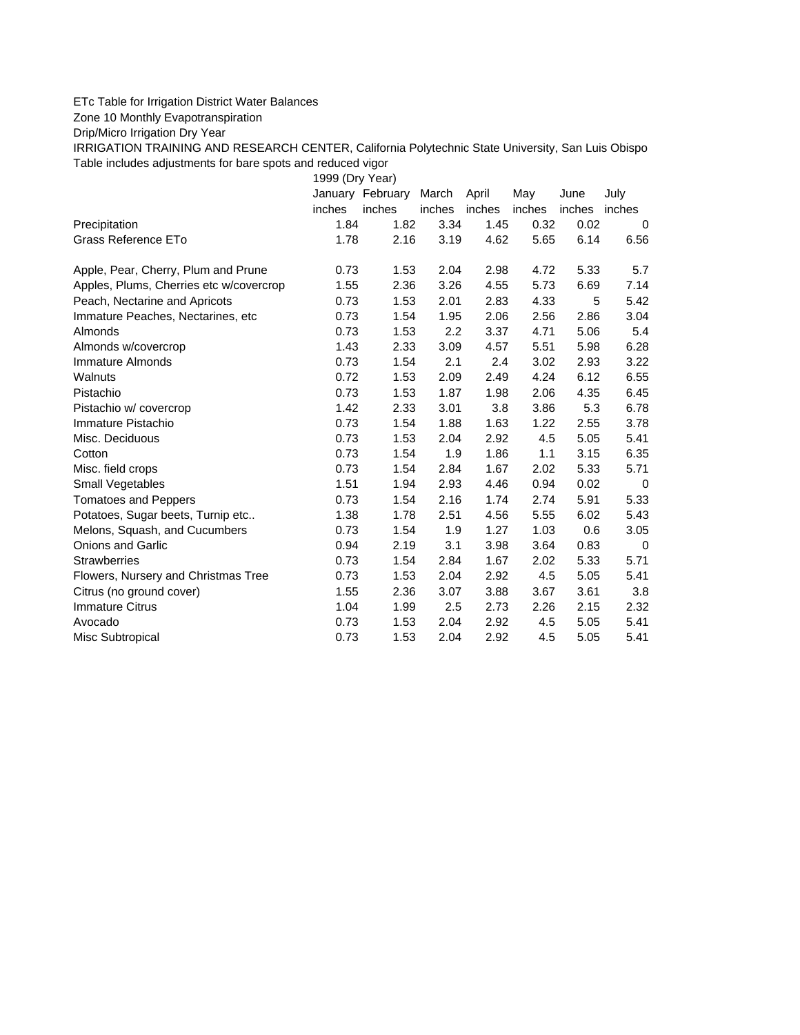ETc Table for Irrigation District Water Balances

Zone 10 Monthly Evapotranspiration

Drip/Micro Irrigation Dry Year

IRRIGATION TRAINING AND RESEARCH CENTER, California Polytechnic State University, San Luis Obispo

Table includes adjustments for bare spots and reduced vigor

| | 1999 (Dry Year) | | | | | | |
|---|---|---|---|---|---|---|---|
| | January | February | March | April | May | June | July |
| | inches | inches | inches | inches | inches | inches | inches |
| Precipitation | 1.84 | 1.82 | 3.34 | 1.45 | 0.32 | 0.02 | 0 |
| Grass Reference ETo | 1.78 | 2.16 | 3.19 | 4.62 | 5.65 | 6.14 | 6.56 |
| | | | | | | | |
| Apple, Pear, Cherry, Plum and Prune | 0.73 | 1.53 | 2.04 | 2.98 | 4.72 | 5.33 | 5.7 |
| Apples, Plums, Cherries etc w/covercrop | 1.55 | 2.36 | 3.26 | 4.55 | 5.73 | 6.69 | 7.14 |
| Peach, Nectarine and Apricots | 0.73 | 1.53 | 2.01 | 2.83 | 4.33 | 5 | 5.42 |
| Immature Peaches, Nectarines, etc | 0.73 | 1.54 | 1.95 | 2.06 | 2.56 | 2.86 | 3.04 |
| Almonds | 0.73 | 1.53 | 2.2 | 3.37 | 4.71 | 5.06 | 5.4 |
| Almonds w/covercrop | 1.43 | 2.33 | 3.09 | 4.57 | 5.51 | 5.98 | 6.28 |
| Immature Almonds | 0.73 | 1.54 | 2.1 | 2.4 | 3.02 | 2.93 | 3.22 |
| Walnuts | 0.72 | 1.53 | 2.09 | 2.49 | 4.24 | 6.12 | 6.55 |
| Pistachio | 0.73 | 1.53 | 1.87 | 1.98 | 2.06 | 4.35 | 6.45 |
| Pistachio w/ covercrop | 1.42 | 2.33 | 3.01 | 3.8 | 3.86 | 5.3 | 6.78 |
| Immature Pistachio | 0.73 | 1.54 | 1.88 | 1.63 | 1.22 | 2.55 | 3.78 |
| Misc. Deciduous | 0.73 | 1.53 | 2.04 | 2.92 | 4.5 | 5.05 | 5.41 |
| Cotton | 0.73 | 1.54 | 1.9 | 1.86 | 1.1 | 3.15 | 6.35 |
| Misc. field crops | 0.73 | 1.54 | 2.84 | 1.67 | 2.02 | 5.33 | 5.71 |
| Small Vegetables | 1.51 | 1.94 | 2.93 | 4.46 | 0.94 | 0.02 | 0 |
| Tomatoes and Peppers | 0.73 | 1.54 | 2.16 | 1.74 | 2.74 | 5.91 | 5.33 |
| Potatoes, Sugar beets, Turnip etc.. | 1.38 | 1.78 | 2.51 | 4.56 | 5.55 | 6.02 | 5.43 |
| Melons, Squash, and Cucumbers | 0.73 | 1.54 | 1.9 | 1.27 | 1.03 | 0.6 | 3.05 |
| Onions and Garlic | 0.94 | 2.19 | 3.1 | 3.98 | 3.64 | 0.83 | 0 |
| Strawberries | 0.73 | 1.54 | 2.84 | 1.67 | 2.02 | 5.33 | 5.71 |
| Flowers, Nursery and Christmas Tree | 0.73 | 1.53 | 2.04 | 2.92 | 4.5 | 5.05 | 5.41 |
| Citrus (no ground cover) | 1.55 | 2.36 | 3.07 | 3.88 | 3.67 | 3.61 | 3.8 |
| Immature Citrus | 1.04 | 1.99 | 2.5 | 2.73 | 2.26 | 2.15 | 2.32 |
| Avocado | 0.73 | 1.53 | 2.04 | 2.92 | 4.5 | 5.05 | 5.41 |
| Misc Subtropical | 0.73 | 1.53 | 2.04 | 2.92 | 4.5 | 5.05 | 5.41 |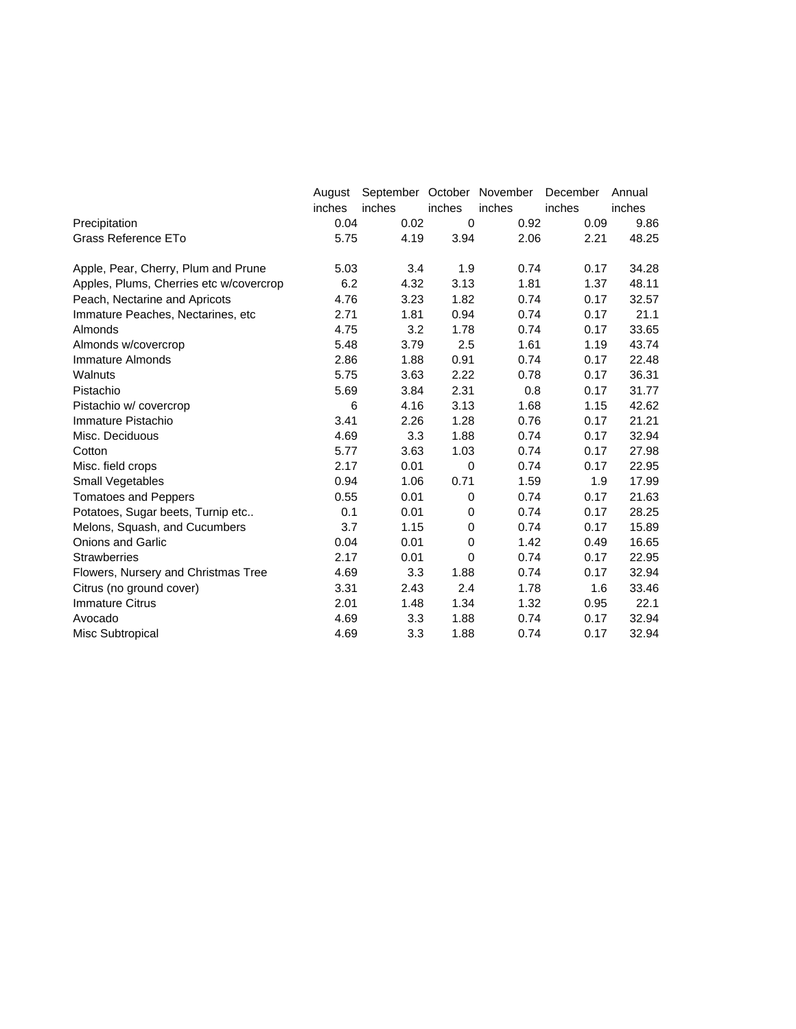| | August inches | September inches | October inches | November inches | December inches | Annual inches |
|---|---|---|---|---|---|---|
| Precipitation | 0.04 | 0.02 | 0 | 0.92 | 0.09 | 9.86 |
| Grass Reference ETo | 5.75 | 4.19 | 3.94 | 2.06 | 2.21 | 48.25 |
| | | | | | | |
| Apple, Pear, Cherry, Plum and Prune | 5.03 | 3.4 | 1.9 | 0.74 | 0.17 | 34.28 |
| Apples, Plums, Cherries etc w/covercrop | 6.2 | 4.32 | 3.13 | 1.81 | 1.37 | 48.11 |
| Peach, Nectarine and Apricots | 4.76 | 3.23 | 1.82 | 0.74 | 0.17 | 32.57 |
| Immature Peaches, Nectarines, etc | 2.71 | 1.81 | 0.94 | 0.74 | 0.17 | 21.1 |
| Almonds | 4.75 | 3.2 | 1.78 | 0.74 | 0.17 | 33.65 |
| Almonds w/covercrop | 5.48 | 3.79 | 2.5 | 1.61 | 1.19 | 43.74 |
| Immature Almonds | 2.86 | 1.88 | 0.91 | 0.74 | 0.17 | 22.48 |
| Walnuts | 5.75 | 3.63 | 2.22 | 0.78 | 0.17 | 36.31 |
| Pistachio | 5.69 | 3.84 | 2.31 | 0.8 | 0.17 | 31.77 |
| Pistachio w/ covercrop | 6 | 4.16 | 3.13 | 1.68 | 1.15 | 42.62 |
| Immature Pistachio | 3.41 | 2.26 | 1.28 | 0.76 | 0.17 | 21.21 |
| Misc. Deciduous | 4.69 | 3.3 | 1.88 | 0.74 | 0.17 | 32.94 |
| Cotton | 5.77 | 3.63 | 1.03 | 0.74 | 0.17 | 27.98 |
| Misc. field crops | 2.17 | 0.01 | 0 | 0.74 | 0.17 | 22.95 |
| Small Vegetables | 0.94 | 1.06 | 0.71 | 1.59 | 1.9 | 17.99 |
| Tomatoes and Peppers | 0.55 | 0.01 | 0 | 0.74 | 0.17 | 21.63 |
| Potatoes, Sugar beets, Turnip etc.. | 0.1 | 0.01 | 0 | 0.74 | 0.17 | 28.25 |
| Melons, Squash, and Cucumbers | 3.7 | 1.15 | 0 | 0.74 | 0.17 | 15.89 |
| Onions and Garlic | 0.04 | 0.01 | 0 | 1.42 | 0.49 | 16.65 |
| Strawberries | 2.17 | 0.01 | 0 | 0.74 | 0.17 | 22.95 |
| Flowers, Nursery and Christmas Tree | 4.69 | 3.3 | 1.88 | 0.74 | 0.17 | 32.94 |
| Citrus (no ground cover) | 3.31 | 2.43 | 2.4 | 1.78 | 1.6 | 33.46 |
| Immature Citrus | 2.01 | 1.48 | 1.34 | 1.32 | 0.95 | 22.1 |
| Avocado | 4.69 | 3.3 | 1.88 | 0.74 | 0.17 | 32.94 |
| Misc Subtropical | 4.69 | 3.3 | 1.88 | 0.74 | 0.17 | 32.94 |